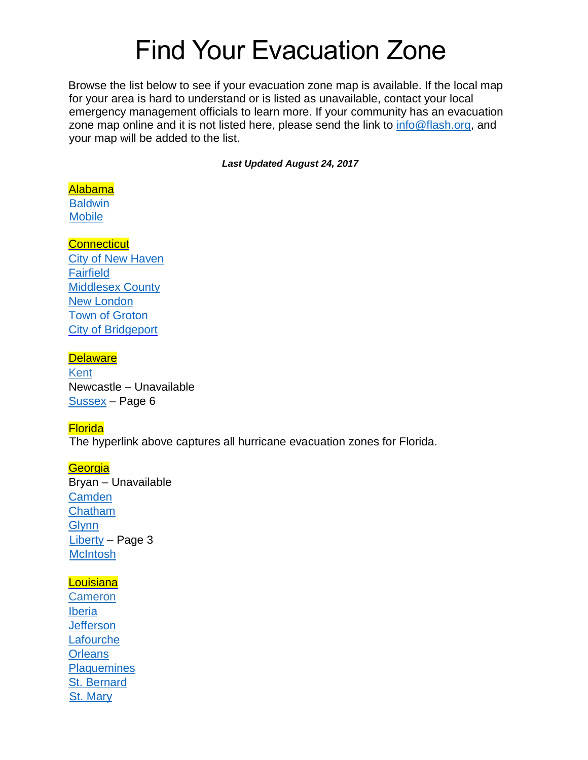# Find Your Evacuation Zone

Browse the list below to see if your evacuation zone map is available. If the local map for your area is hard to understand or is listed as unavailable, contact your local emergency management officials to learn more. If your community has an evacuation zone map online and it is not listed here, please send the link to info@flash.org, and your map will be added to the list.

***Last Updated August 24, 2017***

**Alabama**

Baldwin
Mobile

**Connecticut**

City of New Haven
Fairfield
Middlesex County
New London
Town of Groton
City of Bridgeport

**Delaware**

Kent
Newcastle – Unavailable
Sussex – Page 6

**Florida**

The hyperlink above captures all hurricane evacuation zones for Florida.

**Georgia**

Bryan – Unavailable
Camden
Chatham
Glynn
Liberty – Page 3
McIntosh

**Louisiana**

Cameron
Iberia
Jefferson
Lafourche
Orleans
Plaquemines
St. Bernard
St. Mary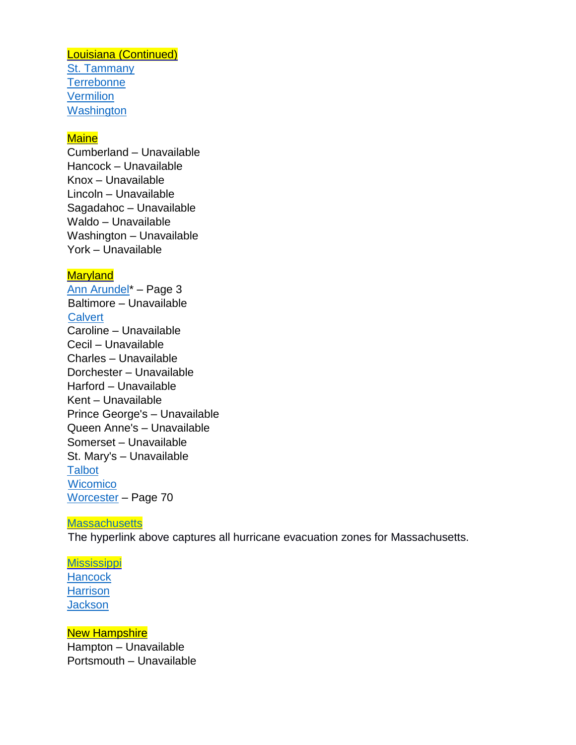## Louisiana (Continued)

St. Tammany
Terrebonne
Vermilion
Washington

## Maine

Cumberland – Unavailable
Hancock – Unavailable
Knox – Unavailable
Lincoln – Unavailable
Sagadahoc – Unavailable
Waldo – Unavailable
Washington – Unavailable
York – Unavailable

## Maryland

Ann Arundel* – Page 3
Baltimore – Unavailable
Calvert
Caroline – Unavailable
Cecil – Unavailable
Charles – Unavailable
Dorchester – Unavailable
Harford – Unavailable
Kent – Unavailable
Prince George's – Unavailable
Queen Anne's – Unavailable
Somerset – Unavailable
St. Mary's – Unavailable
Talbot
Wicomico
Worcester – Page 70

## Massachusetts

The hyperlink above captures all hurricane evacuation zones for Massachusetts.

## Mississippi

Hancock
Harrison
Jackson

## New Hampshire

Hampton – Unavailable
Portsmouth – Unavailable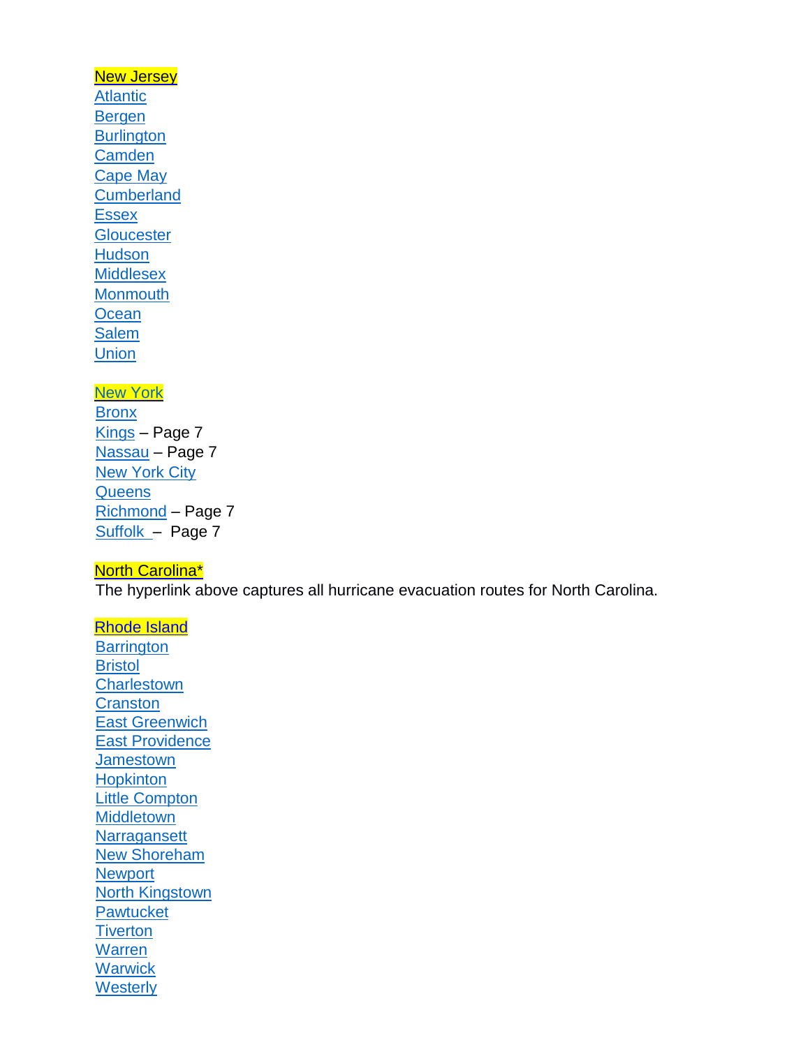## New Jersey

Atlantic
Bergen
Burlington
Camden
Cape May
Cumberland
Essex
Gloucester
Hudson
Middlesex
Monmouth
Ocean
Salem
Union

## New York

Bronx
Kings – Page 7
Nassau – Page 7
New York City
Queens
Richmond – Page 7
Suffolk – Page 7

## North Carolina*

The hyperlink above captures all hurricane evacuation routes for North Carolina.

## Rhode Island

Barrington
Bristol
Charlestown
Cranston
East Greenwich
East Providence
Jamestown
Hopkinton
Little Compton
Middletown
Narragansett
New Shoreham
Newport
North Kingstown
Pawtucket
Tiverton
Warren
Warwick
Westerly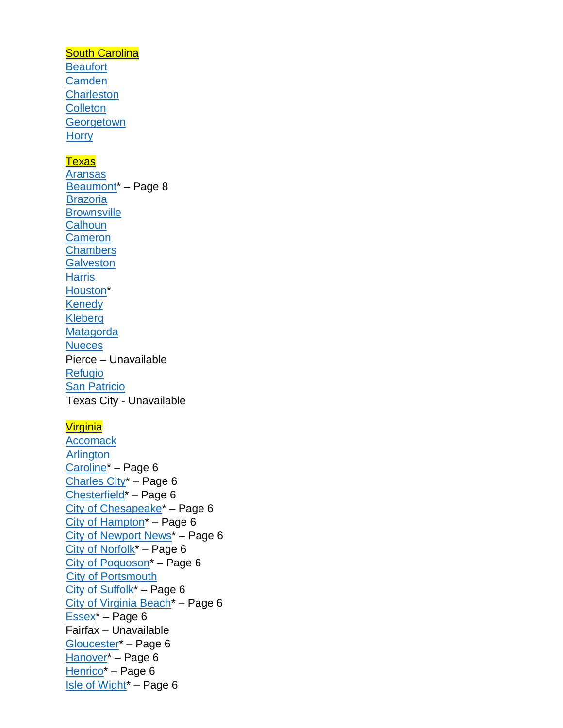South Carolina

Beaufort
Camden
Charleston
Colleton
Georgetown
Horry

Texas

Aransas
Beaumont* – Page 8
Brazoria
Brownsville
Calhoun
Cameron
Chambers
Galveston
Harris
Houston*
Kenedy
Kleberg
Matagorda
Nueces
Pierce – Unavailable
Refugio
San Patricio
Texas City - Unavailable

Virginia

Accomack
Arlington
Caroline* – Page 6
Charles City* – Page 6
Chesterfield* – Page 6
City of Chesapeake* – Page 6
City of Hampton* – Page 6
City of Newport News* – Page 6
City of Norfolk* – Page 6
City of Poquoson* – Page 6
City of Portsmouth
City of Suffolk* – Page 6
City of Virginia Beach* – Page 6
Essex* – Page 6
Fairfax – Unavailable
Gloucester* – Page 6
Hanover* – Page 6
Henrico* – Page 6
Isle of Wight* – Page 6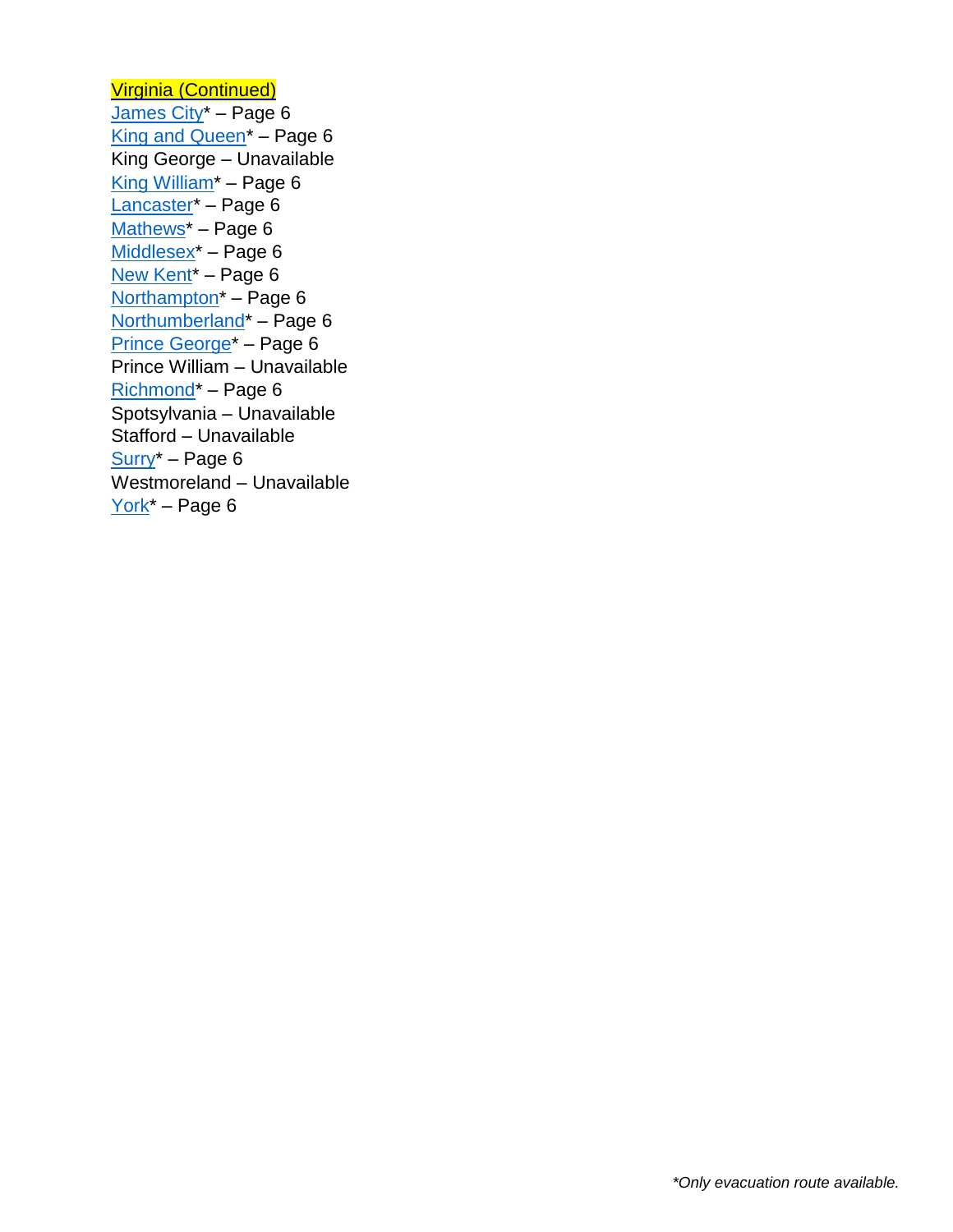Virginia (Continued)

James City* – Page 6
King and Queen* – Page 6
King George – Unavailable
King William* – Page 6
Lancaster* – Page 6
Mathews* – Page 6
Middlesex* – Page 6
New Kent* – Page 6
Northampton* – Page 6
Northumberland* – Page 6
Prince George* – Page 6
Prince William – Unavailable
Richmond* – Page 6
Spotsylvania – Unavailable
Stafford – Unavailable
Surry* – Page 6
Westmoreland – Unavailable
York* – Page 6

*\*Only evacuation route available.*